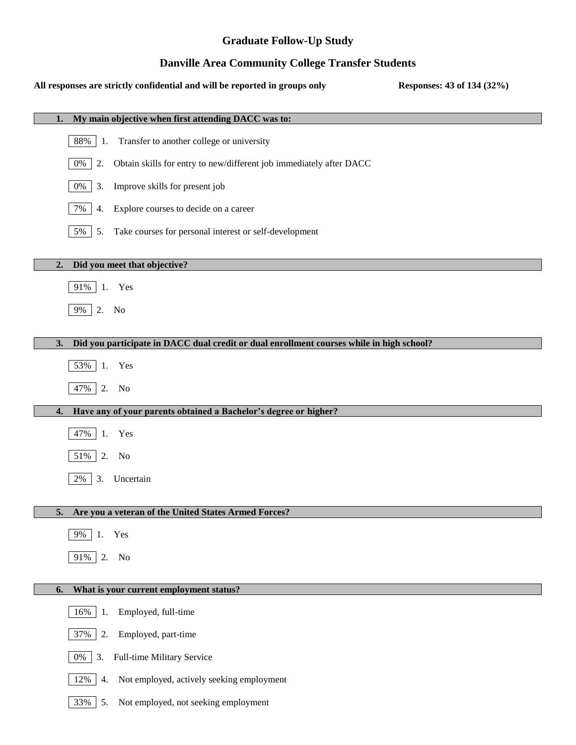# Graduate Follow-Up Study

## Danville Area Community College Transfer Students

**All responses are strictly confidential and will be reported in groups only** **Responses: 43 of 134 (32%)**

### 1. My main objective when first attending DACC was to:

- 88% 1. Transfer to another college or university
- 0% 2. Obtain skills for entry to new/different job immediately after DACC
- 0% 3. Improve skills for present job
- 7% 4. Explore courses to decide on a career
- 5% 5. Take courses for personal interest or self-development

### 2. Did you meet that objective?

- 91% 1. Yes
- 9% 2. No

### 3. Did you participate in DACC dual credit or dual enrollment courses while in high school?

- 53% 1. Yes
- 47% 2. No

### 4. Have any of your parents obtained a Bachelor's degree or higher?

- 47% 1. Yes
- 51% 2. No
- 2% 3. Uncertain

### 5. Are you a veteran of the United States Armed Forces?

- 9% 1. Yes
- 91% 2. No

### 6. What is your current employment status?

- 16% 1. Employed, full-time
- 37% 2. Employed, part-time
- 0% 3. Full-time Military Service
- 12% 4. Not employed, actively seeking employment
- 33% 5. Not employed, not seeking employment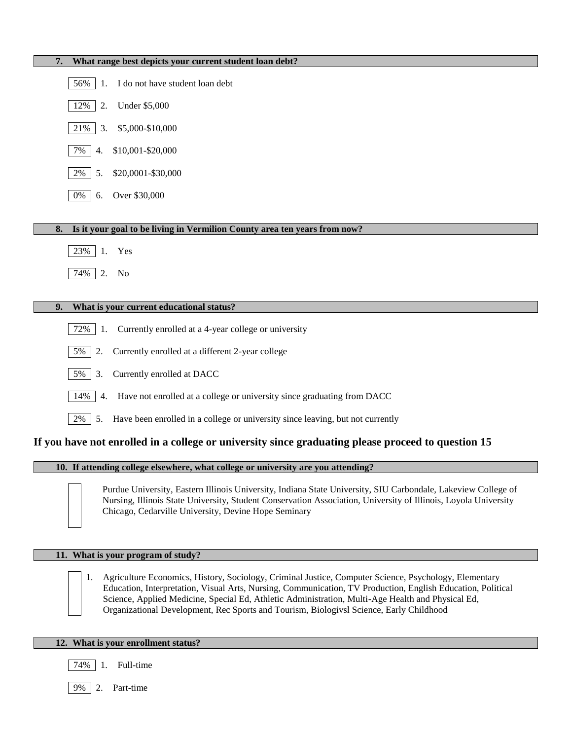### 7. What range best depicts your current student loan debt?

- 56% 1. I do not have student loan debt
- 12% 2. Under $5,000
- 21% 3. $5,000-$10,000
- 7% 4. $10,001-$20,000
- 2% 5. $20,0001-$30,000
- 0% 6. Over $30,000

### 8. Is it your goal to be living in Vermilion County area ten years from now?

- 23% 1. Yes
- 74% 2. No

### 9. What is your current educational status?

- 72% 1. Currently enrolled at a 4-year college or university
- 5% 2. Currently enrolled at a different 2-year college
- 5% 3. Currently enrolled at DACC
- 14% 4. Have not enrolled at a college or university since graduating from DACC
- 2% 5. Have been enrolled in a college or university since leaving, but not currently

## If you have not enrolled in a college or university since graduating please proceed to question 15

### 10. If attending college elsewhere, what college or university are you attending?

Purdue University, Eastern Illinois University, Indiana State University, SIU Carbondale, Lakeview College of Nursing, Illinois State University, Student Conservation Association, University of Illinois, Loyola University Chicago, Cedarville University, Devine Hope Seminary

### 11. What is your program of study?

1. Agriculture Economics, History, Sociology, Criminal Justice, Computer Science, Psychology, Elementary Education, Interpretation, Visual Arts, Nursing, Communication, TV Production, English Education, Political Science, Applied Medicine, Special Ed, Athletic Administration, Multi-Age Health and Physical Ed, Organizational Development, Rec Sports and Tourism, Biologivsl Science, Early Childhood

### 12. What is your enrollment status?

- 74% 1. Full-time
- 9% 2. Part-time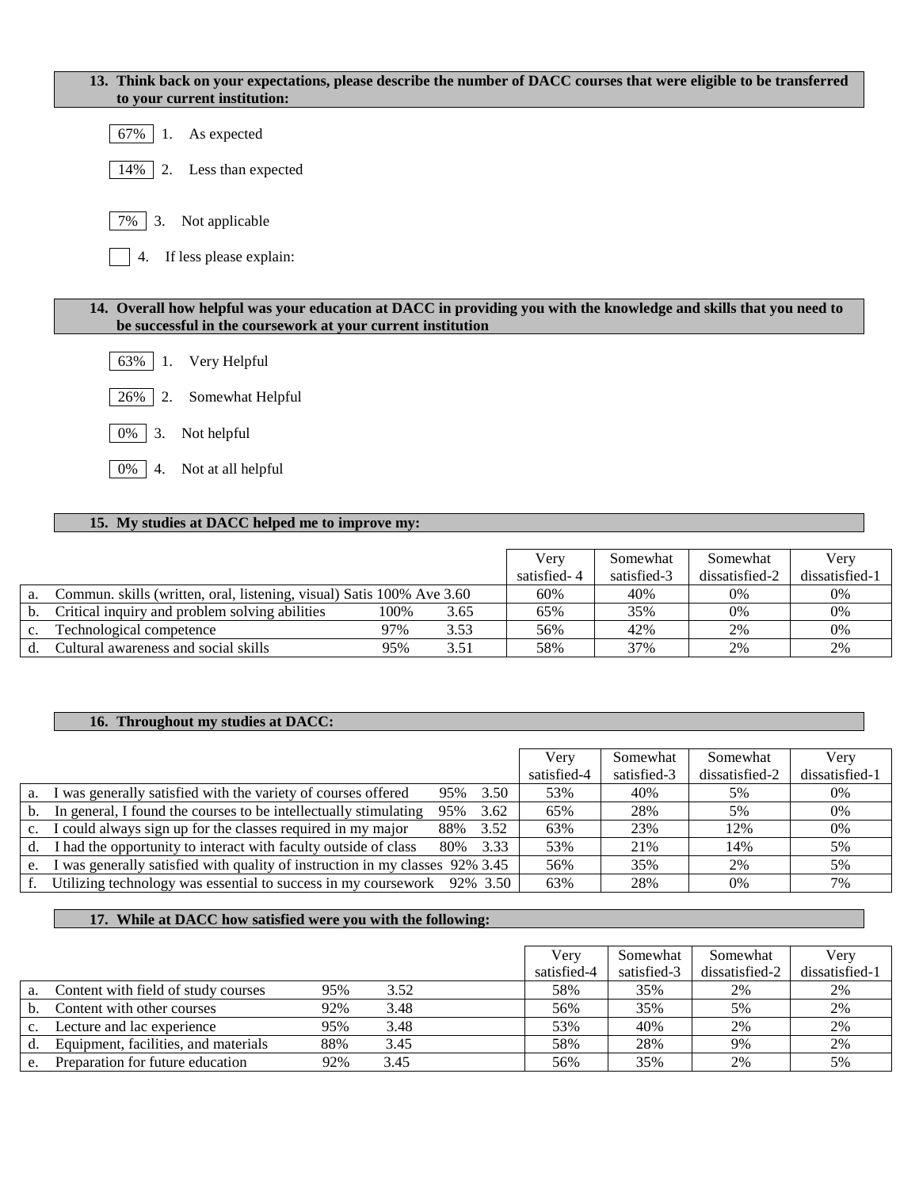**13. Think back on your expectations, please describe the number of DACC courses that were eligible to be transferred to your current institution:**

67% 1. As expected

14% 2. Less than expected

7% 3. Not applicable

4. If less please explain:

**14. Overall how helpful was your education at DACC in providing you with the knowledge and skills that you need to be successful in the coursework at your current institution**

63% 1. Very Helpful

26% 2. Somewhat Helpful

0% 3. Not helpful

0% 4. Not at all helpful

**15. My studies at DACC helped me to improve my:**

| | | | | Very satisfied- 4 | Somewhat satisfied-3 | Somewhat dissatisfied-2 | Very dissatisfied-1 |
|---|---|---|---|---|---|---|---|
| a. | Commun. skills (written, oral, listening, visual) Satis 100% Ave 3.60 | | | 60% | 40% | 0% | 0% |
| b. | Critical inquiry and problem solving abilities | 100% | 3.65 | 65% | 35% | 0% | 0% |
| c. | Technological competence | 97% | 3.53 | 56% | 42% | 2% | 0% |
| d. | Cultural awareness and social skills | 95% | 3.51 | 58% | 37% | 2% | 2% |

**16. Throughout my studies at DACC:**

| | | | | Very satisfied-4 | Somewhat satisfied-3 | Somewhat dissatisfied-2 | Very dissatisfied-1 |
|---|---|---|---|---|---|---|---|
| a. | I was generally satisfied with the variety of courses offered | 95% | 3.50 | 53% | 40% | 5% | 0% |
| b. | In general, I found the courses to be intellectually stimulating | 95% | 3.62 | 65% | 28% | 5% | 0% |
| c. | I could always sign up for the classes required in my major | 88% | 3.52 | 63% | 23% | 12% | 0% |
| d. | I had the opportunity to interact with faculty outside of class | 80% | 3.33 | 53% | 21% | 14% | 5% |
| e. | I was generally satisfied with quality of instruction in my classes | 92% | 3.45 | 56% | 35% | 2% | 5% |
| f. | Utilizing technology was essential to success in my coursework | 92% | 3.50 | 63% | 28% | 0% | 7% |

**17. While at DACC how satisfied were you with the following:**

| | | | | Very satisfied-4 | Somewhat satisfied-3 | Somewhat dissatisfied-2 | Very dissatisfied-1 |
|---|---|---|---|---|---|---|---|
| a. | Content with field of study courses | 95% | 3.52 | 58% | 35% | 2% | 2% |
| b. | Content with other courses | 92% | 3.48 | 56% | 35% | 5% | 2% |
| c. | Lecture and lac experience | 95% | 3.48 | 53% | 40% | 2% | 2% |
| d. | Equipment, facilities, and materials | 88% | 3.45 | 58% | 28% | 9% | 2% |
| e. | Preparation for future education | 92% | 3.45 | 56% | 35% | 2% | 5% |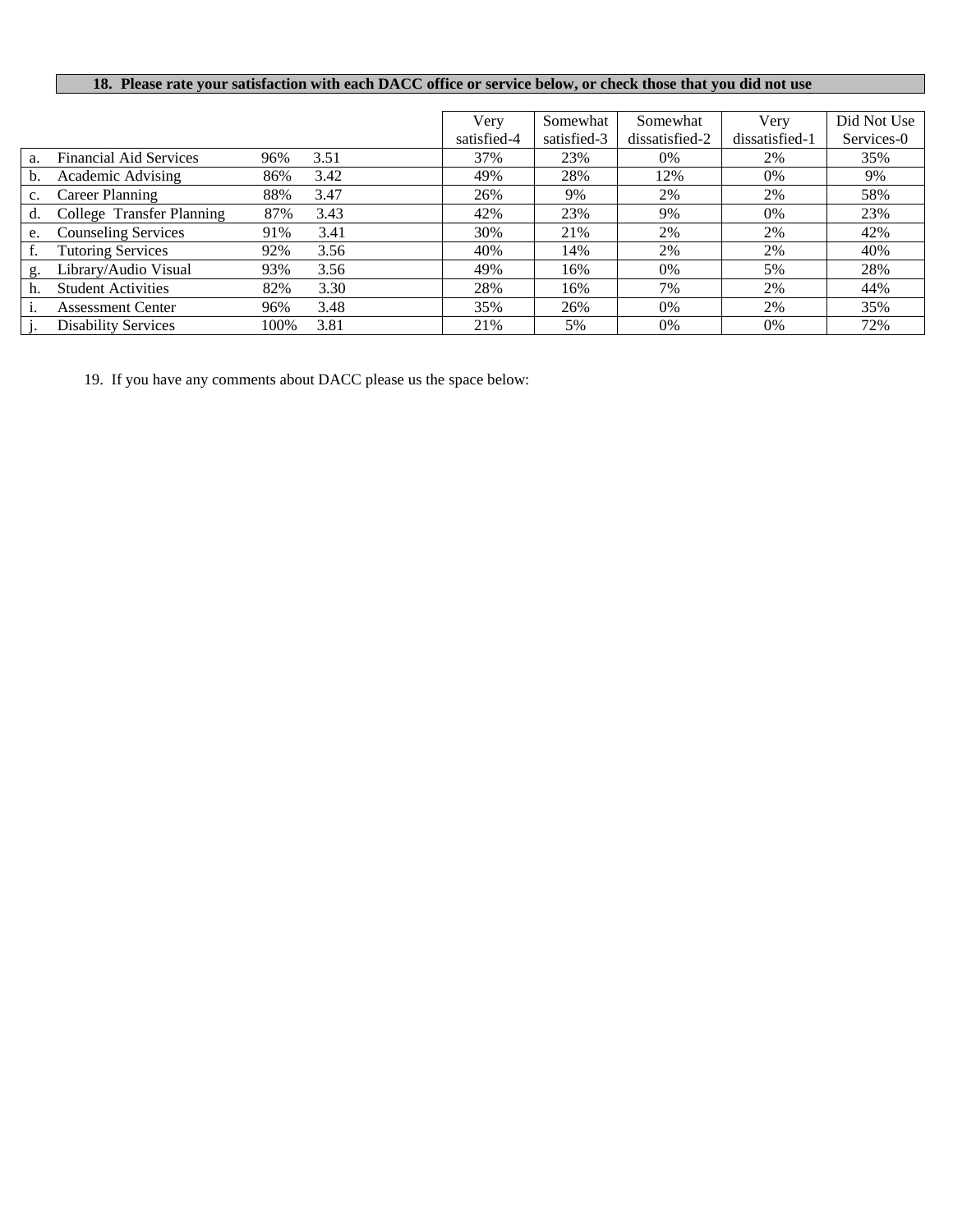**18. Please rate your satisfaction with each DACC office or service below, or check those that you did not use**

| | | | | Very satisfied-4 | Somewhat satisfied-3 | Somewhat dissatisfied-2 | Very dissatisfied-1 | Did Not Use Services-0 |
|---|---|---|---|---|---|---|---|---|
| a. | Financial Aid Services | 96% | 3.51 | 37% | 23% | 0% | 2% | 35% |
| b. | Academic Advising | 86% | 3.42 | 49% | 28% | 12% | 0% | 9% |
| c. | Career Planning | 88% | 3.47 | 26% | 9% | 2% | 2% | 58% |
| d. | College Transfer Planning | 87% | 3.43 | 42% | 23% | 9% | 0% | 23% |
| e. | Counseling Services | 91% | 3.41 | 30% | 21% | 2% | 2% | 42% |
| f. | Tutoring Services | 92% | 3.56 | 40% | 14% | 2% | 2% | 40% |
| g. | Library/Audio Visual | 93% | 3.56 | 49% | 16% | 0% | 5% | 28% |
| h. | Student Activities | 82% | 3.30 | 28% | 16% | 7% | 2% | 44% |
| i. | Assessment Center | 96% | 3.48 | 35% | 26% | 0% | 2% | 35% |
| j. | Disability Services | 100% | 3.81 | 21% | 5% | 0% | 0% | 72% |

19. If you have any comments about DACC please us the space below: